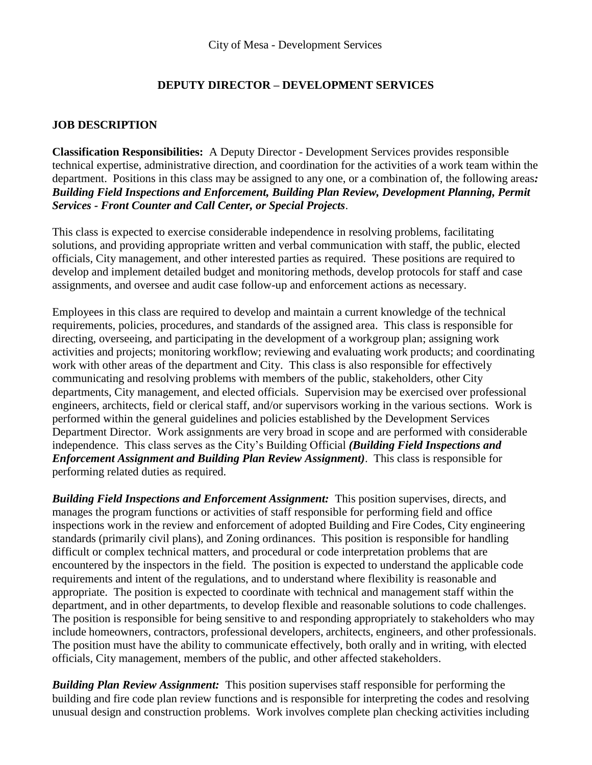City of Mesa - Development Services

# DEPUTY DIRECTOR – DEVELOPMENT SERVICES

## JOB DESCRIPTION

**Classification Responsibilities:** A Deputy Director - Development Services provides responsible technical expertise, administrative direction, and coordination for the activities of a work team within the department. Positions in this class may be assigned to any one, or a combination of, the following areas***:*** ***Building Field Inspections and Enforcement, Building Plan Review, Development Planning, Permit Services - Front Counter and Call Center, or Special Projects***.

This class is expected to exercise considerable independence in resolving problems, facilitating solutions, and providing appropriate written and verbal communication with staff, the public, elected officials, City management, and other interested parties as required. These positions are required to develop and implement detailed budget and monitoring methods, develop protocols for staff and case assignments, and oversee and audit case follow-up and enforcement actions as necessary.

Employees in this class are required to develop and maintain a current knowledge of the technical requirements, policies, procedures, and standards of the assigned area. This class is responsible for directing, overseeing, and participating in the development of a workgroup plan; assigning work activities and projects; monitoring workflow; reviewing and evaluating work products; and coordinating work with other areas of the department and City. This class is also responsible for effectively communicating and resolving problems with members of the public, stakeholders, other City departments, City management, and elected officials. Supervision may be exercised over professional engineers, architects, field or clerical staff, and/or supervisors working in the various sections. Work is performed within the general guidelines and policies established by the Development Services Department Director. Work assignments are very broad in scope and are performed with considerable independence. This class serves as the City's Building Official ***(Building Field Inspections and Enforcement Assignment and Building Plan Review Assignment)***. This class is responsible for performing related duties as required.

***Building Field Inspections and Enforcement Assignment:*** This position supervises, directs, and manages the program functions or activities of staff responsible for performing field and office inspections work in the review and enforcement of adopted Building and Fire Codes, City engineering standards (primarily civil plans), and Zoning ordinances. This position is responsible for handling difficult or complex technical matters, and procedural or code interpretation problems that are encountered by the inspectors in the field. The position is expected to understand the applicable code requirements and intent of the regulations, and to understand where flexibility is reasonable and appropriate. The position is expected to coordinate with technical and management staff within the department, and in other departments, to develop flexible and reasonable solutions to code challenges. The position is responsible for being sensitive to and responding appropriately to stakeholders who may include homeowners, contractors, professional developers, architects, engineers, and other professionals. The position must have the ability to communicate effectively, both orally and in writing, with elected officials, City management, members of the public, and other affected stakeholders.

***Building Plan Review Assignment:*** This position supervises staff responsible for performing the building and fire code plan review functions and is responsible for interpreting the codes and resolving unusual design and construction problems. Work involves complete plan checking activities including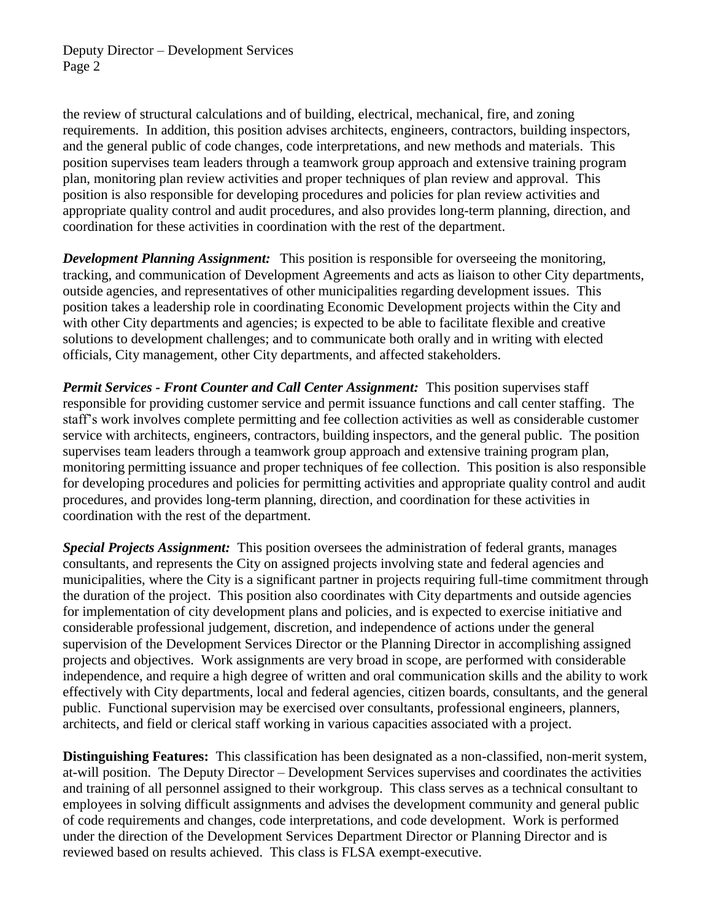the review of structural calculations and of building, electrical, mechanical, fire, and zoning requirements. In addition, this position advises architects, engineers, contractors, building inspectors, and the general public of code changes, code interpretations, and new methods and materials. This position supervises team leaders through a teamwork group approach and extensive training program plan, monitoring plan review activities and proper techniques of plan review and approval. This position is also responsible for developing procedures and policies for plan review activities and appropriate quality control and audit procedures, and also provides long-term planning, direction, and coordination for these activities in coordination with the rest of the department.

***Development Planning Assignment:*** This position is responsible for overseeing the monitoring, tracking, and communication of Development Agreements and acts as liaison to other City departments, outside agencies, and representatives of other municipalities regarding development issues. This position takes a leadership role in coordinating Economic Development projects within the City and with other City departments and agencies; is expected to be able to facilitate flexible and creative solutions to development challenges; and to communicate both orally and in writing with elected officials, City management, other City departments, and affected stakeholders.

***Permit Services - Front Counter and Call Center Assignment:*** This position supervises staff responsible for providing customer service and permit issuance functions and call center staffing. The staff's work involves complete permitting and fee collection activities as well as considerable customer service with architects, engineers, contractors, building inspectors, and the general public. The position supervises team leaders through a teamwork group approach and extensive training program plan, monitoring permitting issuance and proper techniques of fee collection. This position is also responsible for developing procedures and policies for permitting activities and appropriate quality control and audit procedures, and provides long-term planning, direction, and coordination for these activities in coordination with the rest of the department.

***Special Projects Assignment:*** This position oversees the administration of federal grants, manages consultants, and represents the City on assigned projects involving state and federal agencies and municipalities, where the City is a significant partner in projects requiring full-time commitment through the duration of the project. This position also coordinates with City departments and outside agencies for implementation of city development plans and policies, and is expected to exercise initiative and considerable professional judgement, discretion, and independence of actions under the general supervision of the Development Services Director or the Planning Director in accomplishing assigned projects and objectives. Work assignments are very broad in scope, are performed with considerable independence, and require a high degree of written and oral communication skills and the ability to work effectively with City departments, local and federal agencies, citizen boards, consultants, and the general public. Functional supervision may be exercised over consultants, professional engineers, planners, architects, and field or clerical staff working in various capacities associated with a project.

**Distinguishing Features:** This classification has been designated as a non-classified, non-merit system, at-will position. The Deputy Director – Development Services supervises and coordinates the activities and training of all personnel assigned to their workgroup. This class serves as a technical consultant to employees in solving difficult assignments and advises the development community and general public of code requirements and changes, code interpretations, and code development. Work is performed under the direction of the Development Services Department Director or Planning Director and is reviewed based on results achieved. This class is FLSA exempt-executive.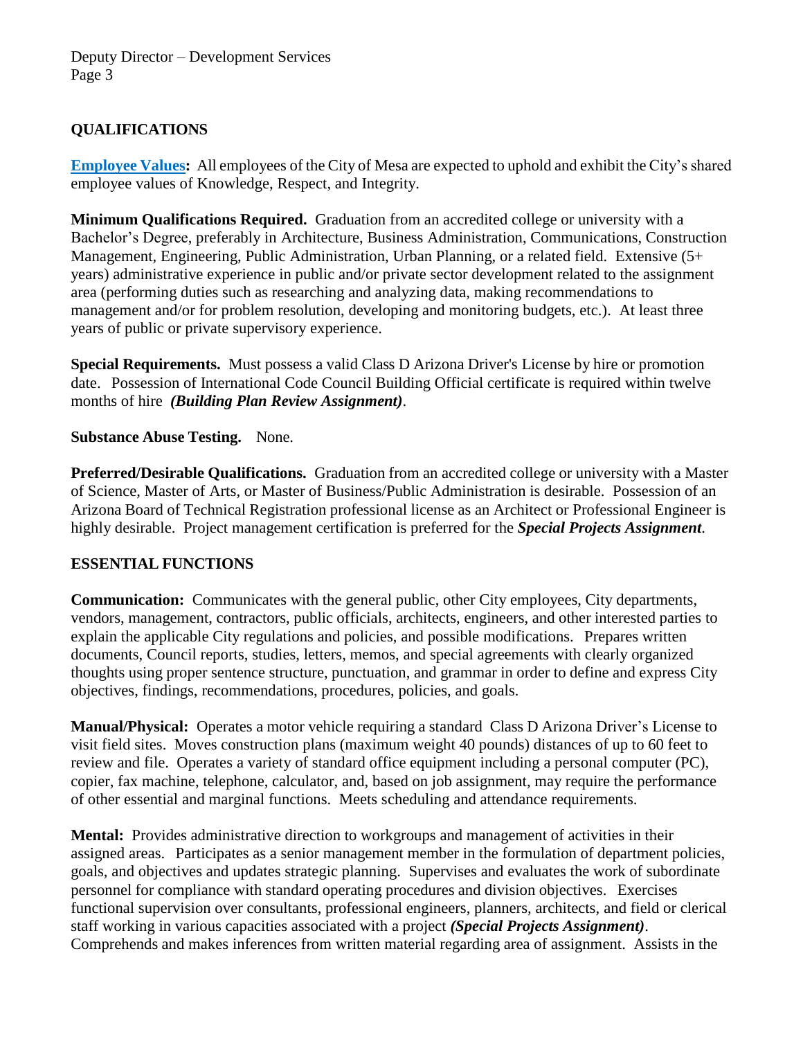## QUALIFICATIONS

**Employee Values:** All employees of the City of Mesa are expected to uphold and exhibit the City's shared employee values of Knowledge, Respect, and Integrity.

**Minimum Qualifications Required.** Graduation from an accredited college or university with a Bachelor's Degree, preferably in Architecture, Business Administration, Communications, Construction Management, Engineering, Public Administration, Urban Planning, or a related field. Extensive (5+ years) administrative experience in public and/or private sector development related to the assignment area (performing duties such as researching and analyzing data, making recommendations to management and/or for problem resolution, developing and monitoring budgets, etc.). At least three years of public or private supervisory experience.

**Special Requirements.** Must possess a valid Class D Arizona Driver's License by hire or promotion date. Possession of International Code Council Building Official certificate is required within twelve months of hire ***(Building Plan Review Assignment)***.

**Substance Abuse Testing.** None.

**Preferred/Desirable Qualifications.** Graduation from an accredited college or university with a Master of Science, Master of Arts, or Master of Business/Public Administration is desirable. Possession of an Arizona Board of Technical Registration professional license as an Architect or Professional Engineer is highly desirable. Project management certification is preferred for the ***Special Projects Assignment***.

## ESSENTIAL FUNCTIONS

**Communication:** Communicates with the general public, other City employees, City departments, vendors, management, contractors, public officials, architects, engineers, and other interested parties to explain the applicable City regulations and policies, and possible modifications. Prepares written documents, Council reports, studies, letters, memos, and special agreements with clearly organized thoughts using proper sentence structure, punctuation, and grammar in order to define and express City objectives, findings, recommendations, procedures, policies, and goals.

**Manual/Physical:** Operates a motor vehicle requiring a standard Class D Arizona Driver's License to visit field sites. Moves construction plans (maximum weight 40 pounds) distances of up to 60 feet to review and file. Operates a variety of standard office equipment including a personal computer (PC), copier, fax machine, telephone, calculator, and, based on job assignment, may require the performance of other essential and marginal functions. Meets scheduling and attendance requirements.

**Mental:** Provides administrative direction to workgroups and management of activities in their assigned areas. Participates as a senior management member in the formulation of department policies, goals, and objectives and updates strategic planning. Supervises and evaluates the work of subordinate personnel for compliance with standard operating procedures and division objectives. Exercises functional supervision over consultants, professional engineers, planners, architects, and field or clerical staff working in various capacities associated with a project ***(Special Projects Assignment)***. Comprehends and makes inferences from written material regarding area of assignment. Assists in the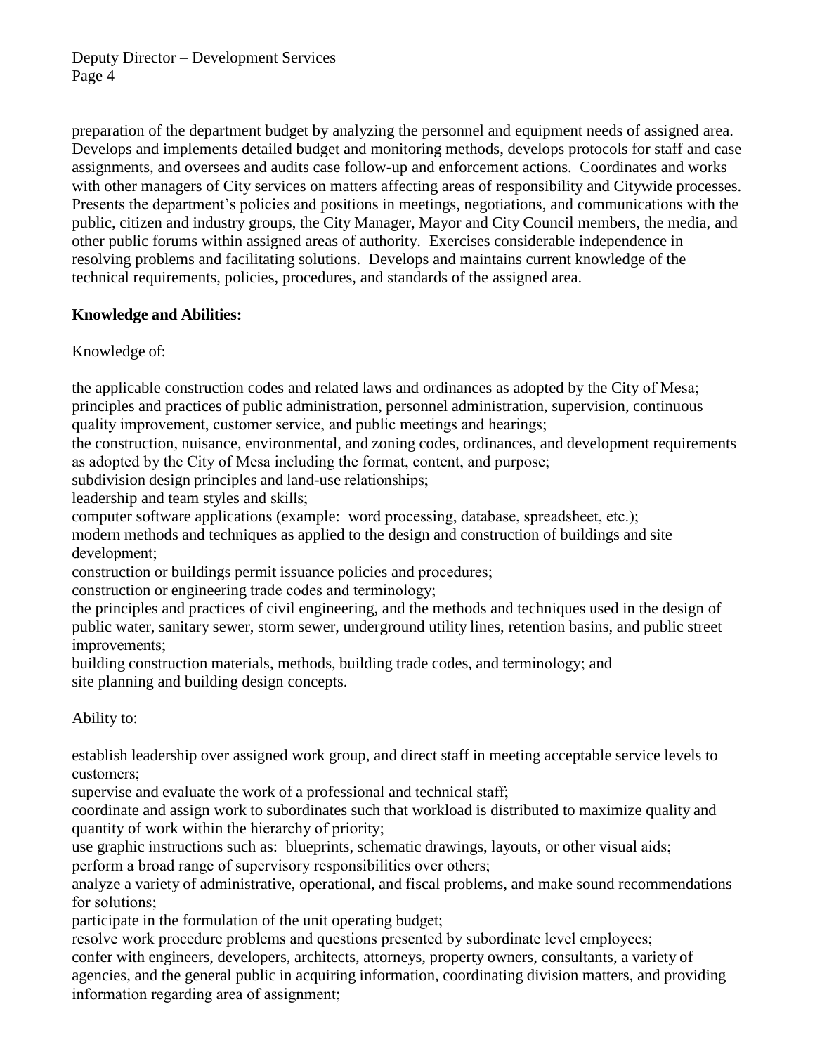preparation of the department budget by analyzing the personnel and equipment needs of assigned area. Develops and implements detailed budget and monitoring methods, develops protocols for staff and case assignments, and oversees and audits case follow-up and enforcement actions. Coordinates and works with other managers of City services on matters affecting areas of responsibility and Citywide processes. Presents the department's policies and positions in meetings, negotiations, and communications with the public, citizen and industry groups, the City Manager, Mayor and City Council members, the media, and other public forums within assigned areas of authority. Exercises considerable independence in resolving problems and facilitating solutions. Develops and maintains current knowledge of the technical requirements, policies, procedures, and standards of the assigned area.

**Knowledge and Abilities:**

Knowledge of:

the applicable construction codes and related laws and ordinances as adopted by the City of Mesa;
principles and practices of public administration, personnel administration, supervision, continuous quality improvement, customer service, and public meetings and hearings;
the construction, nuisance, environmental, and zoning codes, ordinances, and development requirements as adopted by the City of Mesa including the format, content, and purpose;
subdivision design principles and land-use relationships;
leadership and team styles and skills;
computer software applications (example: word processing, database, spreadsheet, etc.);
modern methods and techniques as applied to the design and construction of buildings and site development;
construction or buildings permit issuance policies and procedures;
construction or engineering trade codes and terminology;
the principles and practices of civil engineering, and the methods and techniques used in the design of public water, sanitary sewer, storm sewer, underground utility lines, retention basins, and public street improvements;
building construction materials, methods, building trade codes, and terminology; and
site planning and building design concepts.

Ability to:

establish leadership over assigned work group, and direct staff in meeting acceptable service levels to customers;
supervise and evaluate the work of a professional and technical staff;
coordinate and assign work to subordinates such that workload is distributed to maximize quality and quantity of work within the hierarchy of priority;
use graphic instructions such as: blueprints, schematic drawings, layouts, or other visual aids;
perform a broad range of supervisory responsibilities over others;
analyze a variety of administrative, operational, and fiscal problems, and make sound recommendations for solutions;
participate in the formulation of the unit operating budget;
resolve work procedure problems and questions presented by subordinate level employees;
confer with engineers, developers, architects, attorneys, property owners, consultants, a variety of agencies, and the general public in acquiring information, coordinating division matters, and providing information regarding area of assignment;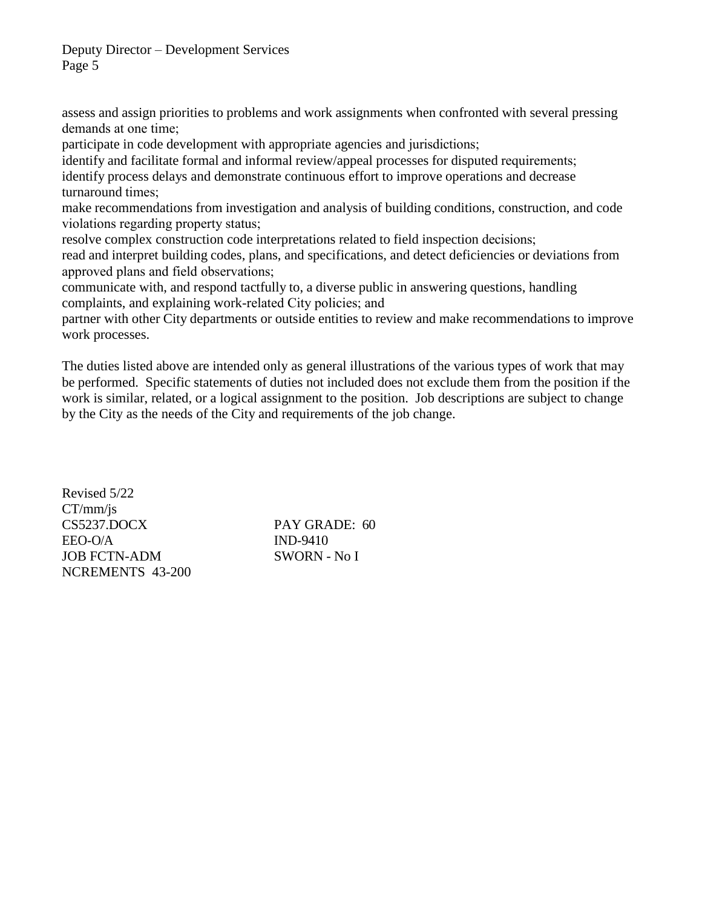assess and assign priorities to problems and work assignments when confronted with several pressing demands at one time;
participate in code development with appropriate agencies and jurisdictions;
identify and facilitate formal and informal review/appeal processes for disputed requirements;
identify process delays and demonstrate continuous effort to improve operations and decrease turnaround times;
make recommendations from investigation and analysis of building conditions, construction, and code violations regarding property status;
resolve complex construction code interpretations related to field inspection decisions;
read and interpret building codes, plans, and specifications, and detect deficiencies or deviations from approved plans and field observations;
communicate with, and respond tactfully to, a diverse public in answering questions, handling complaints, and explaining work-related City policies; and
partner with other City departments or outside entities to review and make recommendations to improve work processes.

The duties listed above are intended only as general illustrations of the various types of work that may be performed. Specific statements of duties not included does not exclude them from the position if the work is similar, related, or a logical assignment to the position. Job descriptions are subject to change by the City as the needs of the City and requirements of the job change.

Revised 5/22
CT/mm/js
CS5237.DOCX PAY GRADE: 60
EEO-O/A IND-9410
JOB FCTN-ADM SWORN - No I
NCREMENTS 43-200